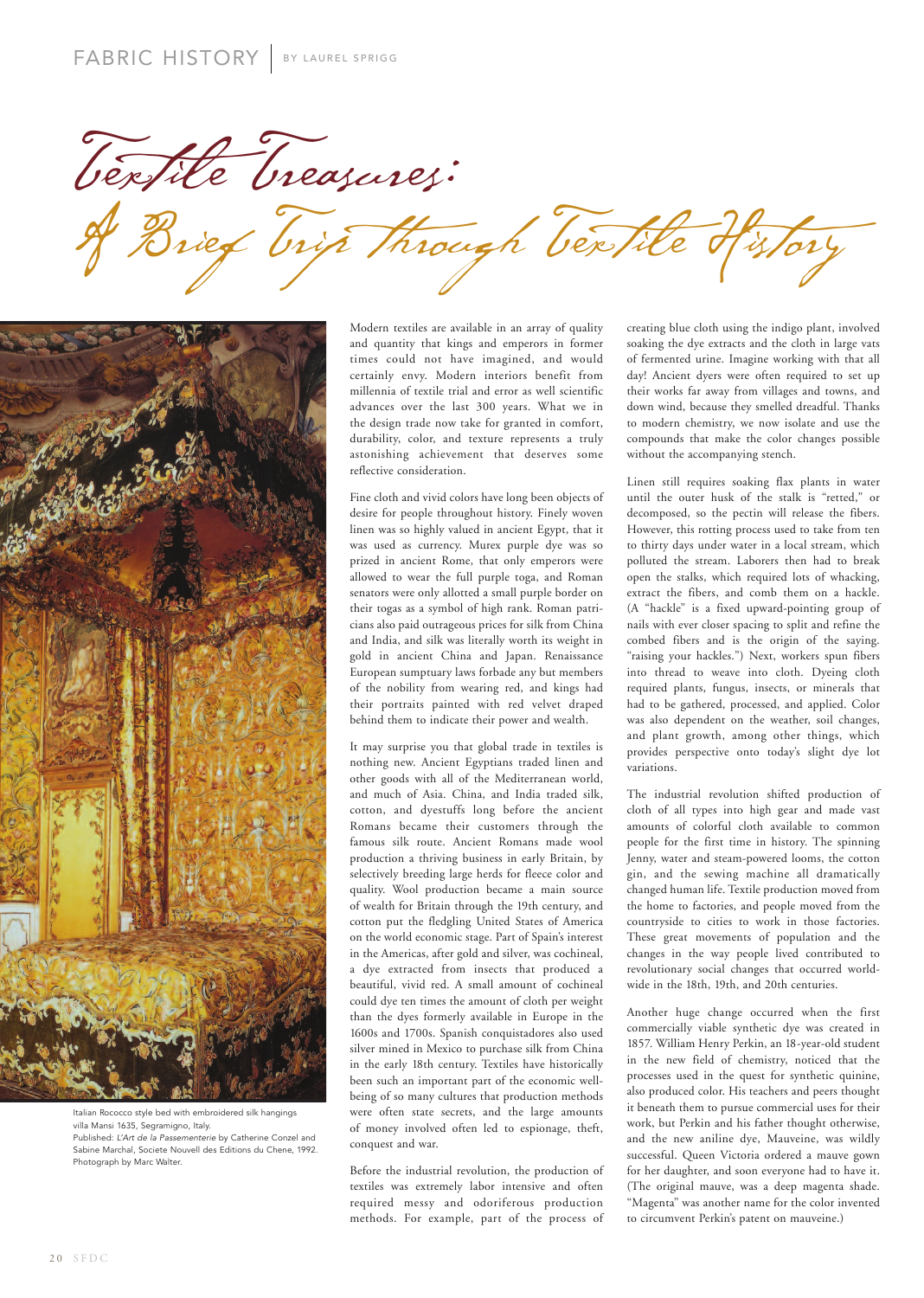FABRIC HISTORY | BY LAUREL SPRIGG

# Textile Treasures:
## A Brief Trip through Textile History

Italian Rococco style bed with embroidered silk hangings villa Mansi 1635, Segramigno, Italy.
Published: *L'Art de la Passementerie* by Catherine Conzel and Sabine Marchal, Societe Nouvell des Editions du Chene, 1992. Photograph by Marc Walter.

Modern textiles are available in an array of quality and quantity that kings and emperors in former times could not have imagined, and would certainly envy. Modern interiors benefit from millennia of textile trial and error as well scientific advances over the last 300 years. What we in the design trade now take for granted in comfort, durability, color, and texture represents a truly astonishing achievement that deserves some reflective consideration.

Fine cloth and vivid colors have long been objects of desire for people throughout history. Finely woven linen was so highly valued in ancient Egypt, that it was used as currency. Murex purple dye was so prized in ancient Rome, that only emperors were allowed to wear the full purple toga, and Roman senators were only allotted a small purple border on their togas as a symbol of high rank. Roman patricians also paid outrageous prices for silk from China and India, and silk was literally worth its weight in gold in ancient China and Japan. Renaissance European sumptuary laws forbade any but members of the nobility from wearing red, and kings had their portraits painted with red velvet draped behind them to indicate their power and wealth.

It may surprise you that global trade in textiles is nothing new. Ancient Egyptians traded linen and other goods with all of the Mediterranean world, and much of Asia. China, and India traded silk, cotton, and dyestuffs long before the ancient Romans became their customers through the famous silk route. Ancient Romans made wool production a thriving business in early Britain, by selectively breeding large herds for fleece color and quality. Wool production became a main source of wealth for Britain through the 19th century, and cotton put the fledgling United States of America on the world economic stage. Part of Spain's interest in the Americas, after gold and silver, was cochineal, a dye extracted from insects that produced a beautiful, vivid red. A small amount of cochineal could dye ten times the amount of cloth per weight than the dyes formerly available in Europe in the 1600s and 1700s. Spanish conquistadores also used silver mined in Mexico to purchase silk from China in the early 18th century. Textiles have historically been such an important part of the economic well-being of so many cultures that production methods were often state secrets, and the large amounts of money involved often led to espionage, theft, conquest and war.

Before the industrial revolution, the production of textiles was extremely labor intensive and often required messy and odoriferous production methods. For example, part of the process of creating blue cloth using the indigo plant, involved soaking the dye extracts and the cloth in large vats of fermented urine. Imagine working with that all day! Ancient dyers were often required to set up their works far away from villages and towns, and down wind, because they smelled dreadful. Thanks to modern chemistry, we now isolate and use the compounds that make the color changes possible without the accompanying stench.

Linen still requires soaking flax plants in water until the outer husk of the stalk is "retted," or decomposed, so the pectin will release the fibers. However, this rotting process used to take from ten to thirty days under water in a local stream, which polluted the stream. Laborers then had to break open the stalks, which required lots of whacking, extract the fibers, and comb them on a hackle. (A "hackle" is a fixed upward-pointing group of nails with ever closer spacing to split and refine the combed fibers and is the origin of the saying. "raising your hackles.") Next, workers spun fibers into thread to weave into cloth. Dyeing cloth required plants, fungus, insects, or minerals that had to be gathered, processed, and applied. Color was also dependent on the weather, soil changes, and plant growth, among other things, which provides perspective onto today's slight dye lot variations.

The industrial revolution shifted production of cloth of all types into high gear and made vast amounts of colorful cloth available to common people for the first time in history. The spinning Jenny, water and steam-powered looms, the cotton gin, and the sewing machine all dramatically changed human life. Textile production moved from the home to factories, and people moved from the countryside to cities to work in those factories. These great movements of population and the changes in the way people lived contributed to revolutionary social changes that occurred worldwide in the 18th, 19th, and 20th centuries.

Another huge change occurred when the first commercially viable synthetic dye was created in 1857. William Henry Perkin, an 18-year-old student in the new field of chemistry, noticed that the processes used in the quest for synthetic quinine, also produced color. His teachers and peers thought it beneath them to pursue commercial uses for their work, but Perkin and his father thought otherwise, and the new aniline dye, Mauveine, was wildly successful. Queen Victoria ordered a mauve gown for her daughter, and soon everyone had to have it. (The original mauve, was a deep magenta shade. "Magenta" was another name for the color invented to circumvent Perkin's patent on mauveine.)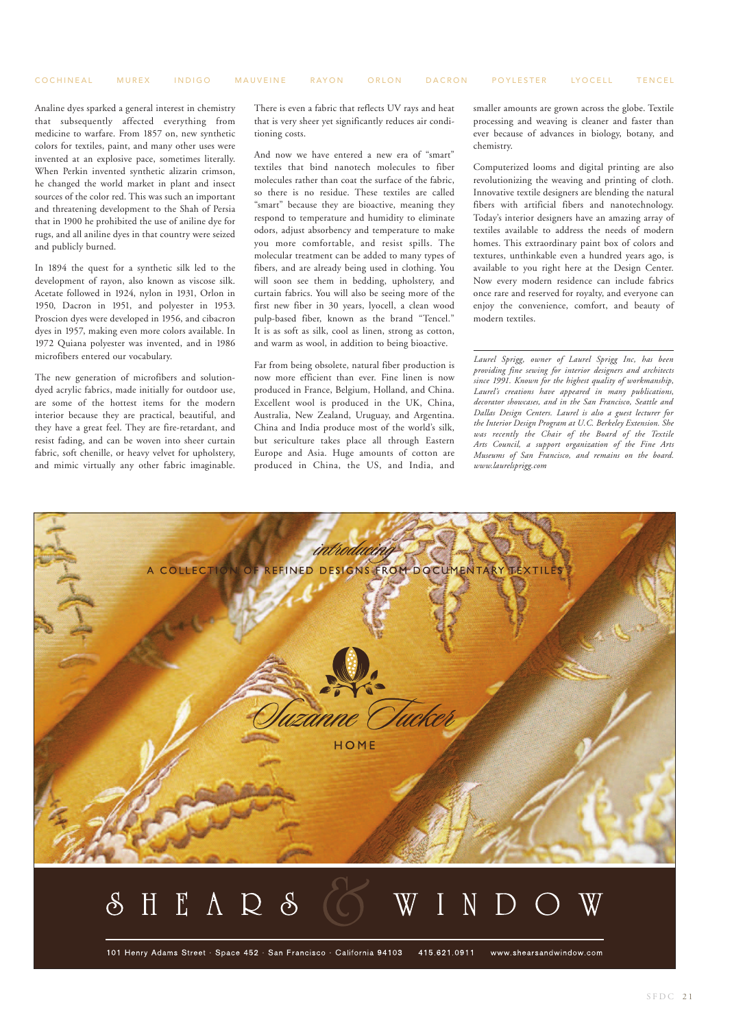COCHINEAL MUREX INDIGO MAUVEINE RAYON ORLON DACRON POYLESTER LYOCELL TENCEL

Analine dyes sparked a general interest in chemistry that subsequently affected everything from medicine to warfare. From 1857 on, new synthetic colors for textiles, paint, and many other uses were invented at an explosive pace, sometimes literally. When Perkin invented synthetic alizarin crimson, he changed the world market in plant and insect sources of the color red. This was such an important and threatening development to the Shah of Persia that in 1900 he prohibited the use of aniline dye for rugs, and all aniline dyes in that country were seized and publicly burned.

In 1894 the quest for a synthetic silk led to the development of rayon, also known as viscose silk. Acetate followed in 1924, nylon in 1931, Orlon in 1950, Dacron in 1951, and polyester in 1953. Proscion dyes were developed in 1956, and cibacron dyes in 1957, making even more colors available. In 1972 Quiana polyester was invented, and in 1986 microfibers entered our vocabulary.

The new generation of microfibers and solution-dyed acrylic fabrics, made initially for outdoor use, are some of the hottest items for the modern interior because they are practical, beautiful, and they have a great feel. They are fire-retardant, and resist fading, and can be woven into sheer curtain fabric, soft chenille, or heavy velvet for upholstery, and mimic virtually any other fabric imaginable. There is even a fabric that reflects UV rays and heat that is very sheer yet significantly reduces air conditioning costs.

And now we have entered a new era of "smart" textiles that bind nanotech molecules to fiber molecules rather than coat the surface of the fabric, so there is no residue. These textiles are called "smart" because they are bioactive, meaning they respond to temperature and humidity to eliminate odors, adjust absorbency and temperature to make you more comfortable, and resist spills. The molecular treatment can be added to many types of fibers, and are already being used in clothing. You will soon see them in bedding, upholstery, and curtain fabrics. You will also be seeing more of the first new fiber in 30 years, lyocell, a clean wood pulp-based fiber, known as the brand "Tencel." It is as soft as silk, cool as linen, strong as cotton, and warm as wool, in addition to being bioactive.

Far from being obsolete, natural fiber production is now more efficient than ever. Fine linen is now produced in France, Belgium, Holland, and China. Excellent wool is produced in the UK, China, Australia, New Zealand, Uruguay, and Argentina. China and India produce most of the world's silk, but sericulture takes place all through Eastern Europe and Asia. Huge amounts of cotton are produced in China, the US, and India, and smaller amounts are grown across the globe. Textile processing and weaving is cleaner and faster than ever because of advances in biology, botany, and chemistry.

Computerized looms and digital printing are also revolutionizing the weaving and printing of cloth. Innovative textile designers are blending the natural fibers with artificial fibers and nanotechnology. Today's interior designers have an amazing array of textiles available to address the needs of modern homes. This extraordinary paint box of colors and textures, unthinkable even a hundred years ago, is available to you right here at the Design Center. Now every modern residence can include fabrics once rare and reserved for royalty, and everyone can enjoy the convenience, comfort, and beauty of modern textiles.

---

*Laurel Sprigg, owner of Laurel Sprigg Inc, has been providing fine sewing for interior designers and architects since 1991. Known for the highest quality of workmanship, Laurel's creations have appeared in many publications, decorator showcases, and in the San Francisco, Seattle and Dallas Design Centers. Laurel is also a guest lecturer for the Interior Design Program at U.C. Berkeley Extension. She was recently the Chair of the Board of the Textile Arts Council, a support organization of the Fine Arts Museums of San Francisco, and remains on the board. www.laurelsprigg.com*

*introducing*

A COLLECTION OF REFINED DESIGNS FROM DOCUMENTARY TEXTILES

Suzanne Tucker

HOME

SHEARS & WINDOW

101 Henry Adams Street · Space 452 · San Francisco · California 94103 415.621.0911 www.shearsandwindow.com